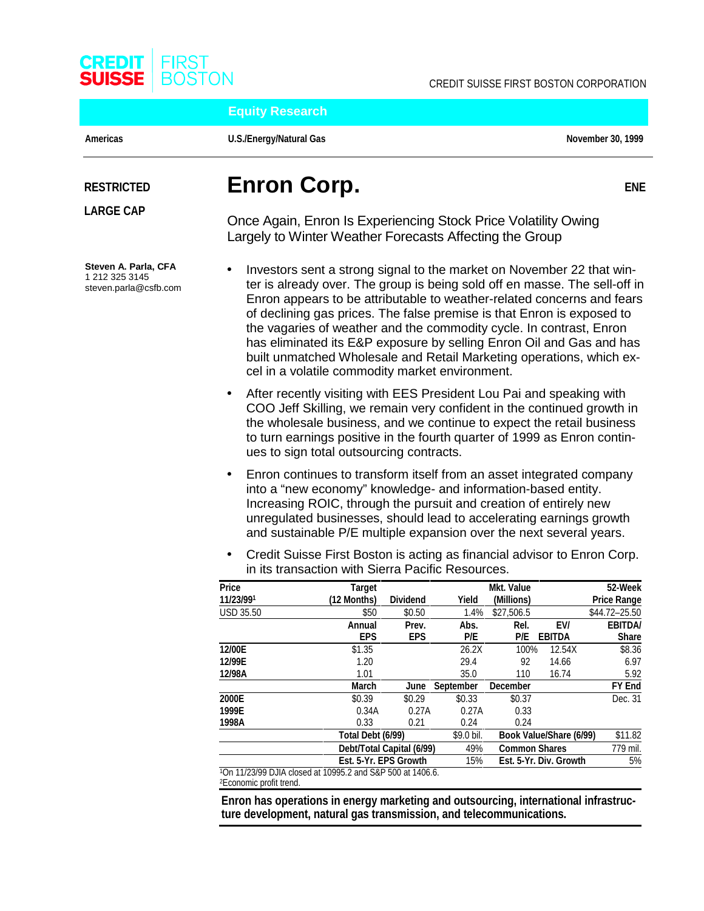CREDIT SUISSE FIRST BOSTON

CREDIT SUISSE FIRST BOSTON CORPORATION

**Equity Research**

**Americas** | **U.S./Energy/Natural Gas** | **November 30, 1999**

**RESTRICTED**

**LARGE CAP**

# Enron Corp.

**ENE**

## Once Again, Enron Is Experiencing Stock Price Volatility Owing Largely to Winter Weather Forecasts Affecting the Group

**Steven A. Parla, CFA**
1 212 325 3145
steven.parla@csfb.com

- Investors sent a strong signal to the market on November 22 that winter is already over. The group is being sold off en masse. The sell-off in Enron appears to be attributable to weather-related concerns and fears of declining gas prices. The false premise is that Enron is exposed to the vagaries of weather and the commodity cycle. In contrast, Enron has eliminated its E&P exposure by selling Enron Oil and Gas and has built unmatched Wholesale and Retail Marketing operations, which excel in a volatile commodity market environment.
- After recently visiting with EES President Lou Pai and speaking with COO Jeff Skilling, we remain very confident in the continued growth in the wholesale business, and we continue to expect the retail business to turn earnings positive in the fourth quarter of 1999 as Enron continues to sign total outsourcing contracts.
- Enron continues to transform itself from an asset integrated company into a "new economy" knowledge- and information-based entity. Increasing ROIC, through the pursuit and creation of entirely new unregulated businesses, should lead to accelerating earnings growth and sustainable P/E multiple expansion over the next several years.
- Credit Suisse First Boston is acting as financial advisor to Enron Corp. in its transaction with Sierra Pacific Resources.

| Price 11/23/99[1] | Target (12 Months) | Dividend | Yield | Mkt. Value (Millions) | | 52-Week Price Range |
|---|---|---|---|---|---|---|
| USD 35.50 | $50 | $0.50 | 1.4% | $27,506.5 | | $44.72–25.50 |
| | **Annual EPS** | **Prev. EPS** | **Abs. P/E** | **Rel. P/E** | **EV/ EBITDA** | **EBITDA/ Share** |
| **12/00E** | $1.35 | | 26.2X | 100% | 12.54X | $8.36 |
| **12/99E** | 1.20 | | 29.4 | 92 | 14.66 | 6.97 |
| **12/98A** | 1.01 | | 35.0 | 110 | 16.74 | 5.92 |
| | **March** | **June** | **September** | **December** | | **FY End** |
| **2000E** | $0.39 | $0.29 | $0.33 | $0.37 | | Dec. 31 |
| **1999E** | 0.34A | 0.27A | 0.27A | 0.33 | | |
| **1998A** | 0.33 | 0.21 | 0.24 | 0.24 | | |
| | **Total Debt (6/99)** | | $9.0 bil. | **Book Value/Share (6/99)** | | $11.82 |
| | **Debt/Total Capital (6/99)** | | 49% | **Common Shares** | | 779 mil. |
| | **Est. 5-Yr. EPS Growth** | | 15% | **Est. 5-Yr. Div. Growth** | | 5% |

[1]On 11/23/99 DJIA closed at 10995.2 and S&P 500 at 1406.6.
[2]Economic profit trend.

**Enron has operations in energy marketing and outsourcing, international infrastructure development, natural gas transmission, and telecommunications.**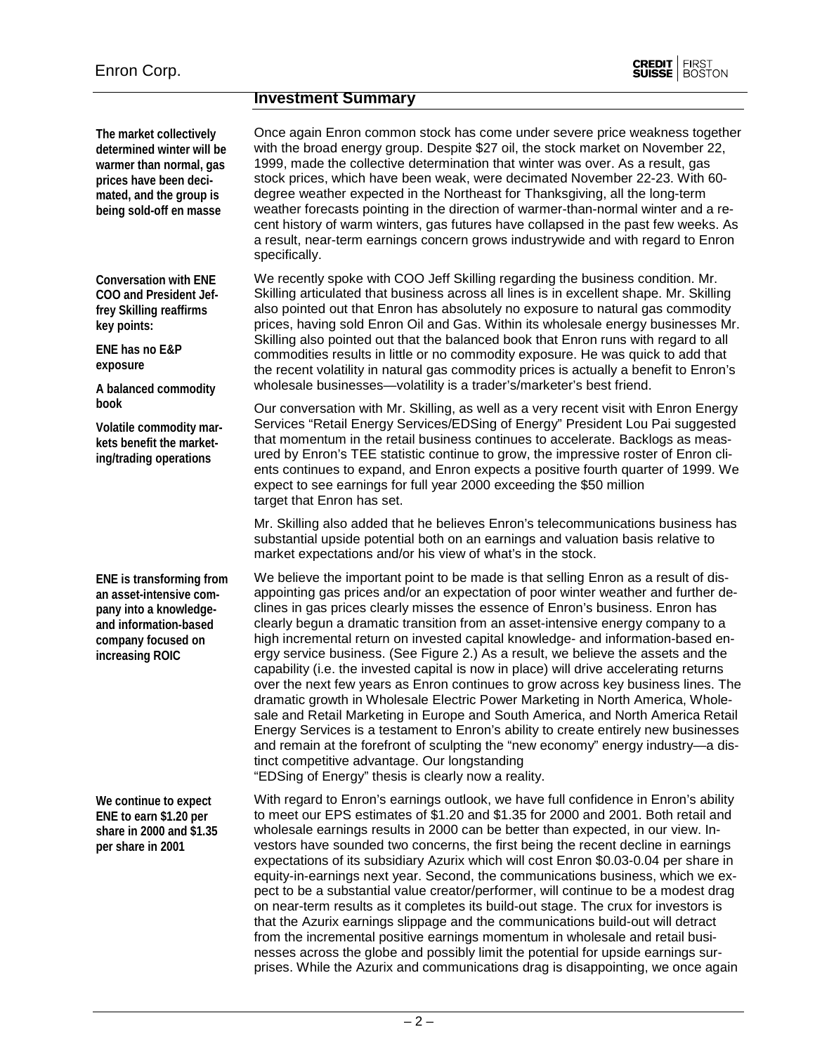## Investment Summary

**The market collectively determined winter will be warmer than normal, gas prices have been decimated, and the group is being sold-off en masse**

Once again Enron common stock has come under severe price weakness together with the broad energy group. Despite $27 oil, the stock market on November 22, 1999, made the collective determination that winter was over. As a result, gas stock prices, which have been weak, were decimated November 22-23. With 60-degree weather expected in the Northeast for Thanksgiving, all the long-term weather forecasts pointing in the direction of warmer-than-normal winter and a recent history of warm winters, gas futures have collapsed in the past few weeks. As a result, near-term earnings concern grows industrywide and with regard to Enron specifically.

**Conversation with ENE COO and President Jeffrey Skilling reaffirms key points:**

**ENE has no E&P exposure**

**A balanced commodity book**

**Volatile commodity markets benefit the marketing/trading operations**

We recently spoke with COO Jeff Skilling regarding the business condition. Mr. Skilling articulated that business across all lines is in excellent shape. Mr. Skilling also pointed out that Enron has absolutely no exposure to natural gas commodity prices, having sold Enron Oil and Gas. Within its wholesale energy businesses Mr. Skilling also pointed out that the balanced book that Enron runs with regard to all commodities results in little or no commodity exposure. He was quick to add that the recent volatility in natural gas commodity prices is actually a benefit to Enron's wholesale businesses—volatility is a trader's/marketer's best friend.

Our conversation with Mr. Skilling, as well as a very recent visit with Enron Energy Services "Retail Energy Services/EDSing of Energy" President Lou Pai suggested that momentum in the retail business continues to accelerate. Backlogs as measured by Enron's TEE statistic continue to grow, the impressive roster of Enron clients continues to expand, and Enron expects a positive fourth quarter of 1999. We expect to see earnings for full year 2000 exceeding the $50 million target that Enron has set.

Mr. Skilling also added that he believes Enron's telecommunications business has substantial upside potential both on an earnings and valuation basis relative to market expectations and/or his view of what's in the stock.

**ENE is transforming from an asset-intensive company into a knowledge- and information-based company focused on increasing ROIC**

We believe the important point to be made is that selling Enron as a result of disappointing gas prices and/or an expectation of poor winter weather and further declines in gas prices clearly misses the essence of Enron's business. Enron has clearly begun a dramatic transition from an asset-intensive energy company to a high incremental return on invested capital knowledge- and information-based energy service business. (See Figure 2.) As a result, we believe the assets and the capability (i.e. the invested capital is now in place) will drive accelerating returns over the next few years as Enron continues to grow across key business lines. The dramatic growth in Wholesale Electric Power Marketing in North America, Wholesale and Retail Marketing in Europe and South America, and North America Retail Energy Services is a testament to Enron's ability to create entirely new businesses and remain at the forefront of sculpting the "new economy" energy industry—a distinct competitive advantage. Our longstanding "EDSing of Energy" thesis is clearly now a reality.

**We continue to expect ENE to earn $1.20 per share in 2000 and $1.35 per share in 2001**

With regard to Enron's earnings outlook, we have full confidence in Enron's ability to meet our EPS estimates of $1.20 and $1.35 for 2000 and 2001. Both retail and wholesale earnings results in 2000 can be better than expected, in our view. Investors have sounded two concerns, the first being the recent decline in earnings expectations of its subsidiary Azurix which will cost Enron $0.03-0.04 per share in equity-in-earnings next year. Second, the communications business, which we expect to be a substantial value creator/performer, will continue to be a modest drag on near-term results as it completes its build-out stage. The crux for investors is that the Azurix earnings slippage and the communications build-out will detract from the incremental positive earnings momentum in wholesale and retail businesses across the globe and possibly limit the potential for upside earnings surprises. While the Azurix and communications drag is disappointing, we once again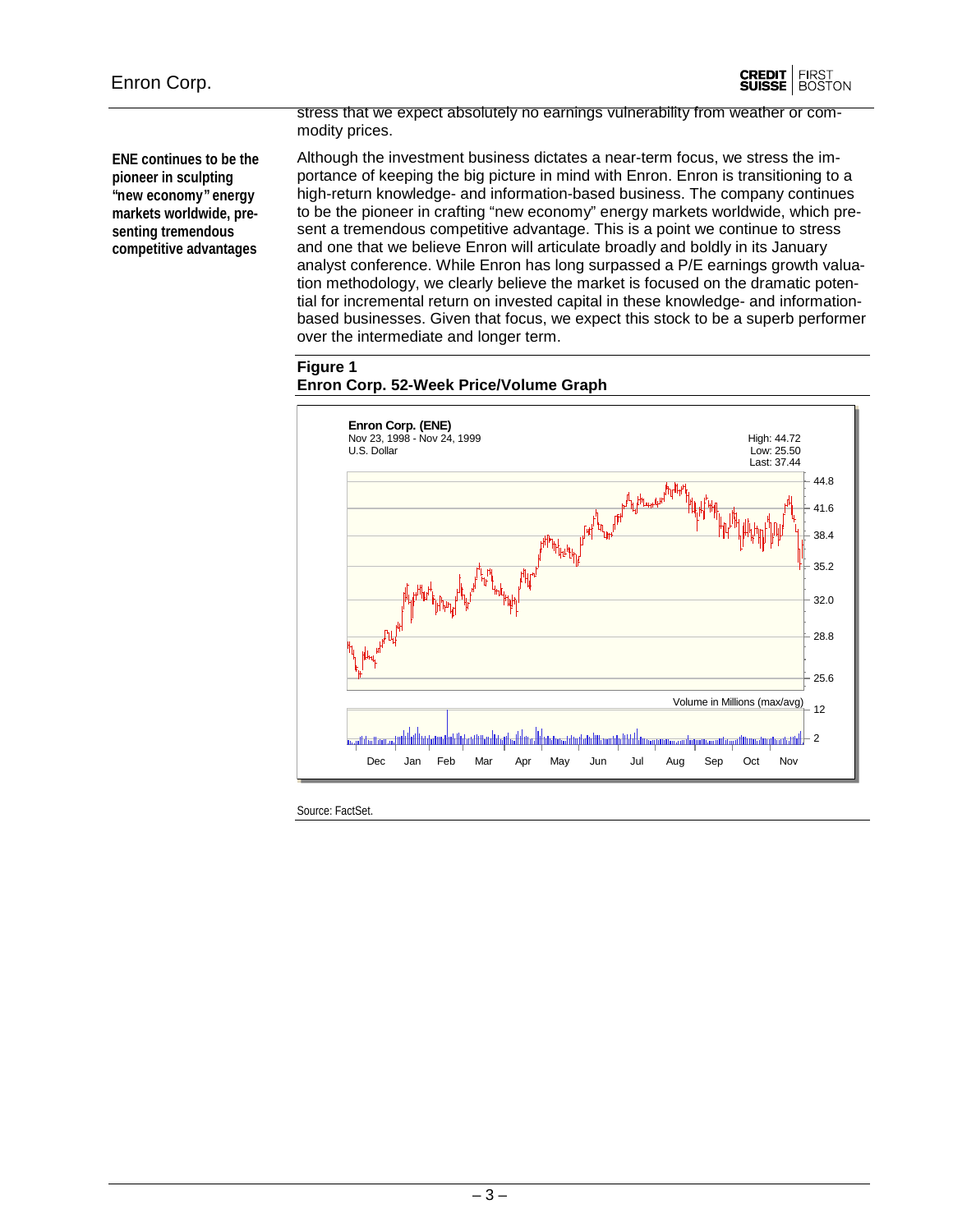stress that we expect absolutely no earnings vulnerability from weather or commodity prices.

**ENE continues to be the pioneer in sculpting "new economy" energy markets worldwide, presenting tremendous competitive advantages**

Although the investment business dictates a near-term focus, we stress the importance of keeping the big picture in mind with Enron. Enron is transitioning to a high-return knowledge- and information-based business. The company continues to be the pioneer in crafting "new economy" energy markets worldwide, which present a tremendous competitive advantage. This is a point we continue to stress and one that we believe Enron will articulate broadly and boldly in its January analyst conference. While Enron has long surpassed a P/E earnings growth valuation methodology, we clearly believe the market is focused on the dramatic potential for incremental return on invested capital in these knowledge- and information-based businesses. Given that focus, we expect this stock to be a superb performer over the intermediate and longer term.

**Figure 1**
**Enron Corp. 52-Week Price/Volume Graph**

Enron Corp. (ENE)
Nov 23, 1998 - Nov 24, 1999
U.S. Dollar

High: 44.72
Low: 25.50
Last: 37.44

Volume in Millions (max/avg)

Source: FactSet.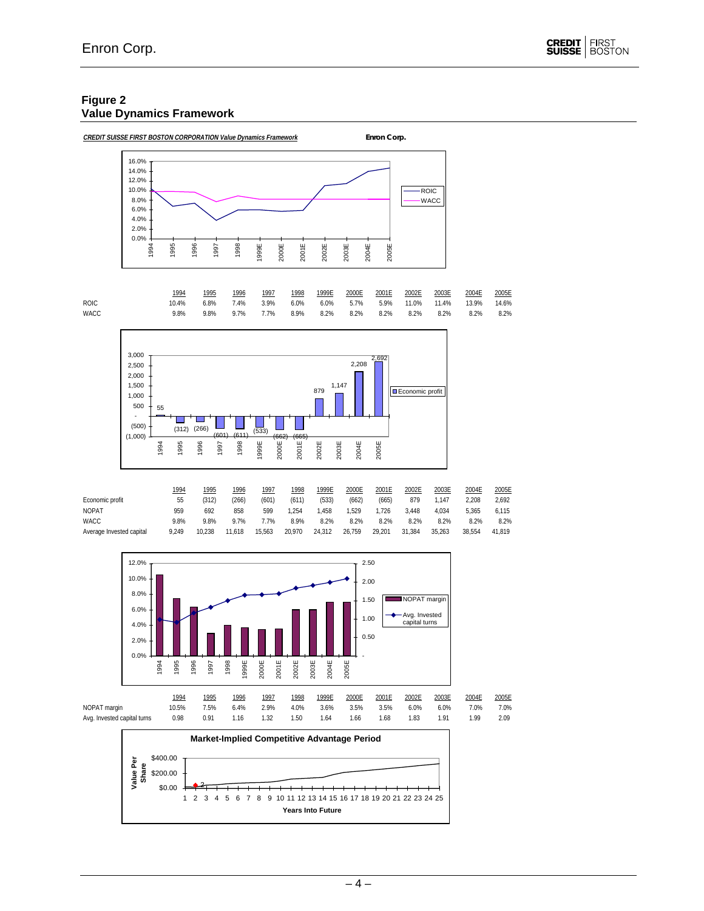## Figure 2
## Value Dynamics Framework

***CREDIT SUISSE FIRST BOSTON CORPORATION Value Dynamics Framework*** **Enron Corp.**

| | 1994 | 1995 | 1996 | 1997 | 1998 | 1999E | 2000E | 2001E | 2002E | 2003E | 2004E | 2005E |
|---|---|---|---|---|---|---|---|---|---|---|---|---|
| ROIC | 10.4% | 6.8% | 7.4% | 3.9% | 6.0% | 6.0% | 5.7% | 5.9% | 11.0% | 11.4% | 13.9% | 14.6% |
| WACC | 9.8% | 9.8% | 9.7% | 7.7% | 8.9% | 8.2% | 8.2% | 8.2% | 8.2% | 8.2% | 8.2% | 8.2% |

| | 1994 | 1995 | 1996 | 1997 | 1998 | 1999E | 2000E | 2001E | 2002E | 2003E | 2004E | 2005E |
|---|---|---|---|---|---|---|---|---|---|---|---|---|
| Economic profit | 55 | (312) | (266) | (601) | (611) | (533) | (662) | (665) | 879 | 1,147 | 2,208 | 2,692 |
| NOPAT | 959 | 692 | 858 | 599 | 1,254 | 1,458 | 1,529 | 1,726 | 3,448 | 4,034 | 5,365 | 6,115 |
| WACC | 9.8% | 9.8% | 9.7% | 7.7% | 8.9% | 8.2% | 8.2% | 8.2% | 8.2% | 8.2% | 8.2% | 8.2% |
| Average Invested capital | 9,249 | 10,238 | 11,618 | 15,563 | 20,970 | 24,312 | 26,759 | 29,201 | 31,384 | 35,263 | 38,554 | 41,819 |

| | 1994 | 1995 | 1996 | 1997 | 1998 | 1999E | 2000E | 2001E | 2002E | 2003E | 2004E | 2005E |
|---|---|---|---|---|---|---|---|---|---|---|---|---|
| NOPAT margin | 10.5% | 7.5% | 6.4% | 2.9% | 4.0% | 3.6% | 3.5% | 3.5% | 6.0% | 6.0% | 7.0% | 7.0% |
| Avg. Invested capital turns | 0.98 | 0.91 | 1.16 | 1.32 | 1.50 | 1.64 | 1.66 | 1.68 | 1.83 | 1.91 | 1.99 | 2.09 |

**Market-Implied Competitive Advantage Period**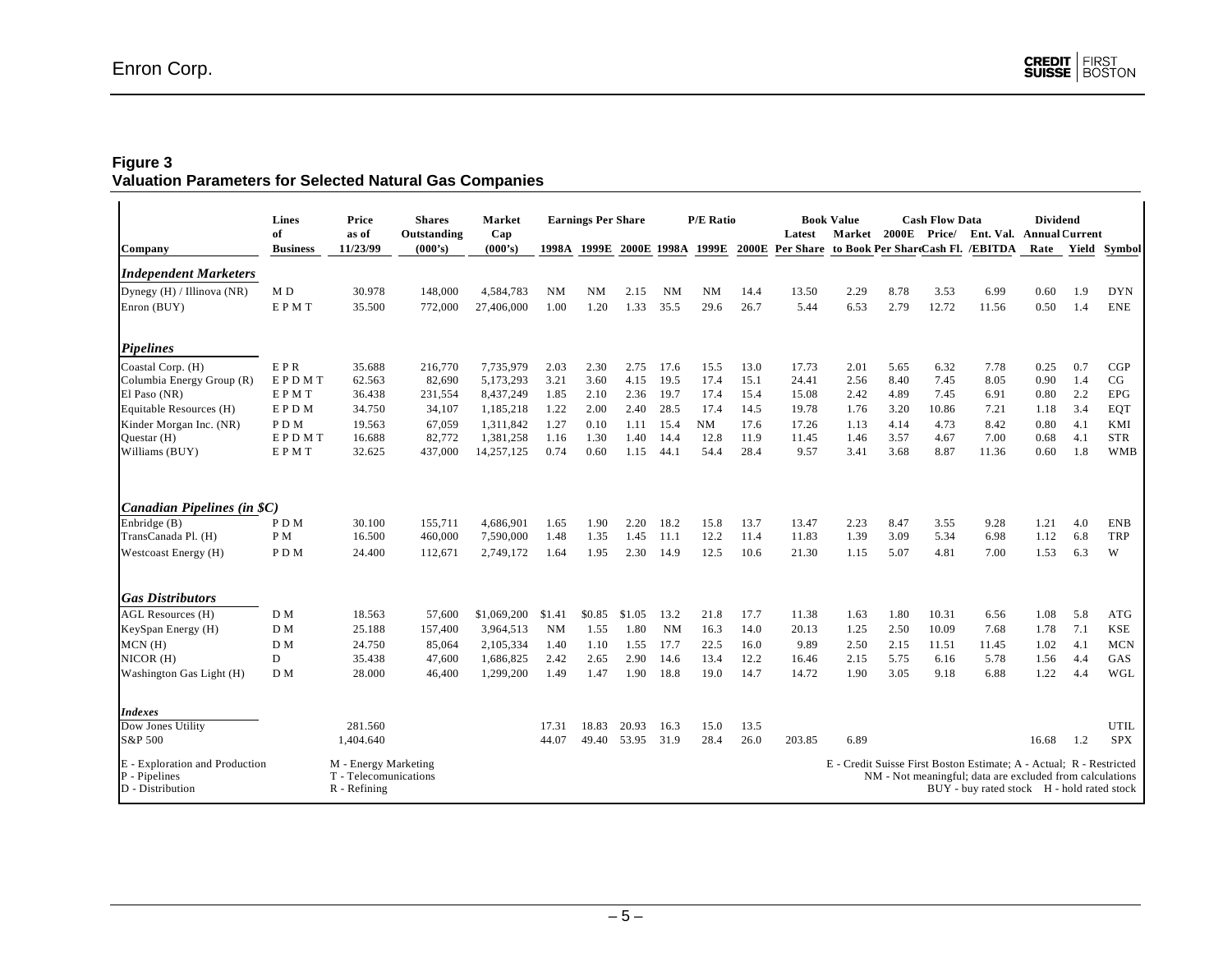## Figure 3
## Valuation Parameters for Selected Natural Gas Companies

| Company | Lines of Business | Price as of 11/23/99 | Shares Outstanding (000's) | Market Cap (000's) | Earnings Per Share 1998A | Earnings Per Share 1999E | Earnings Per Share 2000E | P/E Ratio 1998A | P/E Ratio 1999E | P/E Ratio 2000E | Book Value Latest Per Share | Book Value Market to Book | Cash Flow Data 2000E Per Share | Cash Flow Data Price/ Cash Fl. | Ent. Val. /EBITDA | Dividend Annual Rate | Dividend Current Yield | Symbol |
|---|---|---|---|---|---|---|---|---|---|---|---|---|---|---|---|---|---|---|
| ***Independent Marketers*** | | | | | | | | | | | | | | | | | | |
| Dynegy (H) / Illinova (NR) | M D | 30.978 | 148,000 | 4,584,783 | NM | NM | 2.15 | NM | NM | 14.4 | 13.50 | 2.29 | 8.78 | 3.53 | 6.99 | 0.60 | 1.9 | DYN |
| Enron (BUY) | E P M T | 35.500 | 772,000 | 27,406,000 | 1.00 | 1.20 | 1.33 | 35.5 | 29.6 | 26.7 | 5.44 | 6.53 | 2.79 | 12.72 | 11.56 | 0.50 | 1.4 | ENE |
| ***Pipelines*** | | | | | | | | | | | | | | | | | | |
| Coastal Corp. (H) | E P R | 35.688 | 216,770 | 7,735,979 | 2.03 | 2.30 | 2.75 | 17.6 | 15.5 | 13.0 | 17.73 | 2.01 | 5.65 | 6.32 | 7.78 | 0.25 | 0.7 | CGP |
| Columbia Energy Group (R) | E P D M T | 62.563 | 82,690 | 5,173,293 | 3.21 | 3.60 | 4.15 | 19.5 | 17.4 | 15.1 | 24.41 | 2.56 | 8.40 | 7.45 | 8.05 | 0.90 | 1.4 | CG |
| El Paso (NR) | E P M T | 36.438 | 231,554 | 8,437,249 | 1.85 | 2.10 | 2.36 | 19.7 | 17.4 | 15.4 | 15.08 | 2.42 | 4.89 | 7.45 | 6.91 | 0.80 | 2.2 | EPG |
| Equitable Resources (H) | E P D M | 34.750 | 34,107 | 1,185,218 | 1.22 | 2.00 | 2.40 | 28.5 | 17.4 | 14.5 | 19.78 | 1.76 | 3.20 | 10.86 | 7.21 | 1.18 | 3.4 | EQT |
| Kinder Morgan Inc. (NR) | P D M | 19.563 | 67,059 | 1,311,842 | 1.27 | 0.10 | 1.11 | 15.4 | NM | 17.6 | 17.26 | 1.13 | 4.14 | 4.73 | 8.42 | 0.80 | 4.1 | KMI |
| Questar (H) | E P D M T | 16.688 | 82,772 | 1,381,258 | 1.16 | 1.30 | 1.40 | 14.4 | 12.8 | 11.9 | 11.45 | 1.46 | 3.57 | 4.67 | 7.00 | 0.68 | 4.1 | STR |
| Williams (BUY) | E P M T | 32.625 | 437,000 | 14,257,125 | 0.74 | 0.60 | 1.15 | 44.1 | 54.4 | 28.4 | 9.57 | 3.41 | 3.68 | 8.87 | 11.36 | 0.60 | 1.8 | WMB |
| ***Canadian Pipelines (in $C)*** | | | | | | | | | | | | | | | | | | |
| Enbridge (B) | P D M | 30.100 | 155,711 | 4,686,901 | 1.65 | 1.90 | 2.20 | 18.2 | 15.8 | 13.7 | 13.47 | 2.23 | 8.47 | 3.55 | 9.28 | 1.21 | 4.0 | ENB |
| TransCanada Pl. (H) | P M | 16.500 | 460,000 | 7,590,000 | 1.48 | 1.35 | 1.45 | 11.1 | 12.2 | 11.4 | 11.83 | 1.39 | 3.09 | 5.34 | 6.98 | 1.12 | 6.8 | TRP |
| Westcoast Energy (H) | P D M | 24.400 | 112,671 | 2,749,172 | 1.64 | 1.95 | 2.30 | 14.9 | 12.5 | 10.6 | 21.30 | 1.15 | 5.07 | 4.81 | 7.00 | 1.53 | 6.3 | W |
| ***Gas Distributors*** | | | | | | | | | | | | | | | | | | |
| AGL Resources (H) | D M | 18.563 | 57,600 | $1,069,200 | $1.41 | $0.85 | $1.05 | 13.2 | 21.8 | 17.7 | 11.38 | 1.63 | 1.80 | 10.31 | 6.56 | 1.08 | 5.8 | ATG |
| KeySpan Energy (H) | D M | 25.188 | 157,400 | 3,964,513 | NM | 1.55 | 1.80 | NM | 16.3 | 14.0 | 20.13 | 1.25 | 2.50 | 10.09 | 7.68 | 1.78 | 7.1 | KSE |
| MCN (H) | D M | 24.750 | 85,064 | 2,105,334 | 1.40 | 1.10 | 1.55 | 17.7 | 22.5 | 16.0 | 9.89 | 2.50 | 2.15 | 11.51 | 11.45 | 1.02 | 4.1 | MCN |
| NICOR (H) | D | 35.438 | 47,600 | 1,686,825 | 2.42 | 2.65 | 2.90 | 14.6 | 13.4 | 12.2 | 16.46 | 2.15 | 5.75 | 6.16 | 5.78 | 1.56 | 4.4 | GAS |
| Washington Gas Light (H) | D M | 28.000 | 46,400 | 1,299,200 | 1.49 | 1.47 | 1.90 | 18.8 | 19.0 | 14.7 | 14.72 | 1.90 | 3.05 | 9.18 | 6.88 | 1.22 | 4.4 | WGL |
| ***Indexes*** | | | | | | | | | | | | | | | | | | |
| Dow Jones Utility | | 281.560 | | | 17.31 | 18.83 | 20.93 | 16.3 | 15.0 | 13.5 | | | | | | | | UTIL |
| S&P 500 | | 1,404.640 | | | 44.07 | 49.40 | 53.95 | 31.9 | 28.4 | 26.0 | 203.85 | 6.89 | | | | 16.68 | 1.2 | SPX |

E - Exploration and Production
P - Pipelines
D - Distribution

M - Energy Marketing
T - Telecommunications
R - Refining

E - Credit Suisse First Boston Estimate; A - Actual; R - Restricted
NM - Not meaningful; data are excluded from calculations
BUY - buy rated stock H - hold rated stock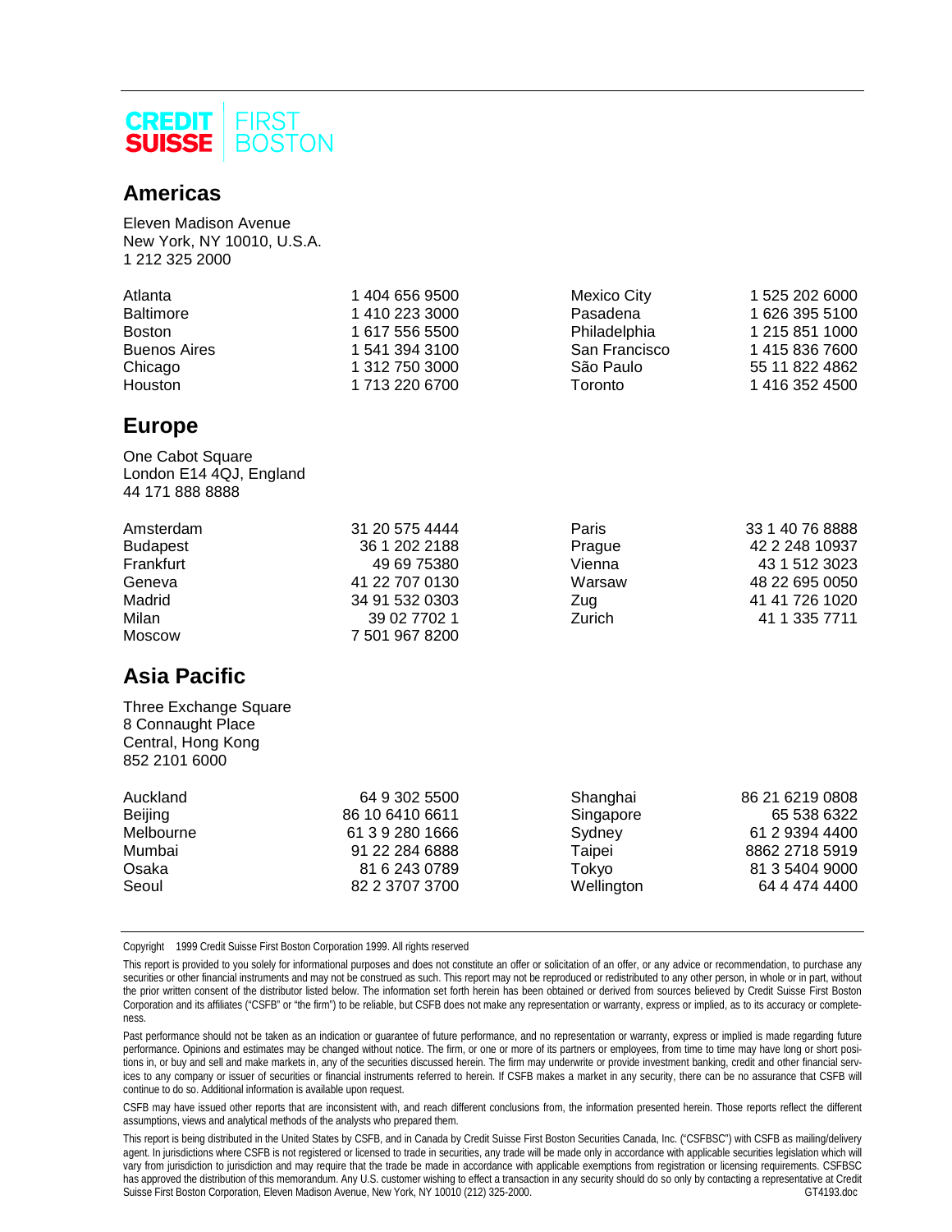CREDIT SUISSE | FIRST BOSTON

## Americas

Eleven Madison Avenue
New York, NY 10010, U.S.A.
1 212 325 2000

| | | | |
|---|---|---|---|
| Atlanta | 1 404 656 9500 | Mexico City | 1 525 202 6000 |
| Baltimore | 1 410 223 3000 | Pasadena | 1 626 395 5100 |
| Boston | 1 617 556 5500 | Philadelphia | 1 215 851 1000 |
| Buenos Aires | 1 541 394 3100 | San Francisco | 1 415 836 7600 |
| Chicago | 1 312 750 3000 | São Paulo | 55 11 822 4862 |
| Houston | 1 713 220 6700 | Toronto | 1 416 352 4500 |

## Europe

One Cabot Square
London E14 4QJ, England
44 171 888 8888

| | | | |
|---|---|---|---|
| Amsterdam | 31 20 575 4444 | Paris | 33 1 40 76 8888 |
| Budapest | 36 1 202 2188 | Prague | 42 2 248 10937 |
| Frankfurt | 49 69 75380 | Vienna | 43 1 512 3023 |
| Geneva | 41 22 707 0130 | Warsaw | 48 22 695 0050 |
| Madrid | 34 91 532 0303 | Zug | 41 41 726 1020 |
| Milan | 39 02 7702 1 | Zurich | 41 1 335 7711 |
| Moscow | 7 501 967 8200 | | |

## Asia Pacific

Three Exchange Square
8 Connaught Place
Central, Hong Kong
852 2101 6000

| | | | |
|---|---|---|---|
| Auckland | 64 9 302 5500 | Shanghai | 86 21 6219 0808 |
| Beijing | 86 10 6410 6611 | Singapore | 65 538 6322 |
| Melbourne | 61 3 9 280 1666 | Sydney | 61 2 9394 4400 |
| Mumbai | 91 22 284 6888 | Taipei | 8862 2718 5919 |
| Osaka | 81 6 243 0789 | Tokyo | 81 3 5404 9000 |
| Seoul | 82 2 3707 3700 | Wellington | 64 4 474 4400 |

Copyright 1999 Credit Suisse First Boston Corporation 1999. All rights reserved

This report is provided to you solely for informational purposes and does not constitute an offer or solicitation of an offer, or any advice or recommendation, to purchase any securities or other financial instruments and may not be construed as such. This report may not be reproduced or redistributed to any other person, in whole or in part, without the prior written consent of the distributor listed below. The information set forth herein has been obtained or derived from sources believed by Credit Suisse First Boston Corporation and its affiliates ("CSFB" or "the firm") to be reliable, but CSFB does not make any representation or warranty, express or implied, as to its accuracy or completeness.

Past performance should not be taken as an indication or guarantee of future performance, and no representation or warranty, express or implied is made regarding future performance. Opinions and estimates may be changed without notice. The firm, or one or more of its partners or employees, from time to time may have long or short positions in, or buy and sell and make markets in, any of the securities discussed herein. The firm may underwrite or provide investment banking, credit and other financial services to any company or issuer of securities or financial instruments referred to herein. If CSFB makes a market in any security, there can be no assurance that CSFB will continue to do so. Additional information is available upon request.

CSFB may have issued other reports that are inconsistent with, and reach different conclusions from, the information presented herein. Those reports reflect the different assumptions, views and analytical methods of the analysts who prepared them.

This report is being distributed in the United States by CSFB, and in Canada by Credit Suisse First Boston Securities Canada, Inc. ("CSFBSC") with CSFB as mailing/delivery agent. In jurisdictions where CSFB is not registered or licensed to trade in securities, any trade will be made only in accordance with applicable securities legislation which will vary from jurisdiction to jurisdiction and may require that the trade be made in accordance with applicable exemptions from registration or licensing requirements. CSFBSC has approved the distribution of this memorandum. Any U.S. customer wishing to effect a transaction in any security should do so only by contacting a representative at Credit Suisse First Boston Corporation, Eleven Madison Avenue, New York, NY 10010 (212) 325-2000.

GT4193.doc